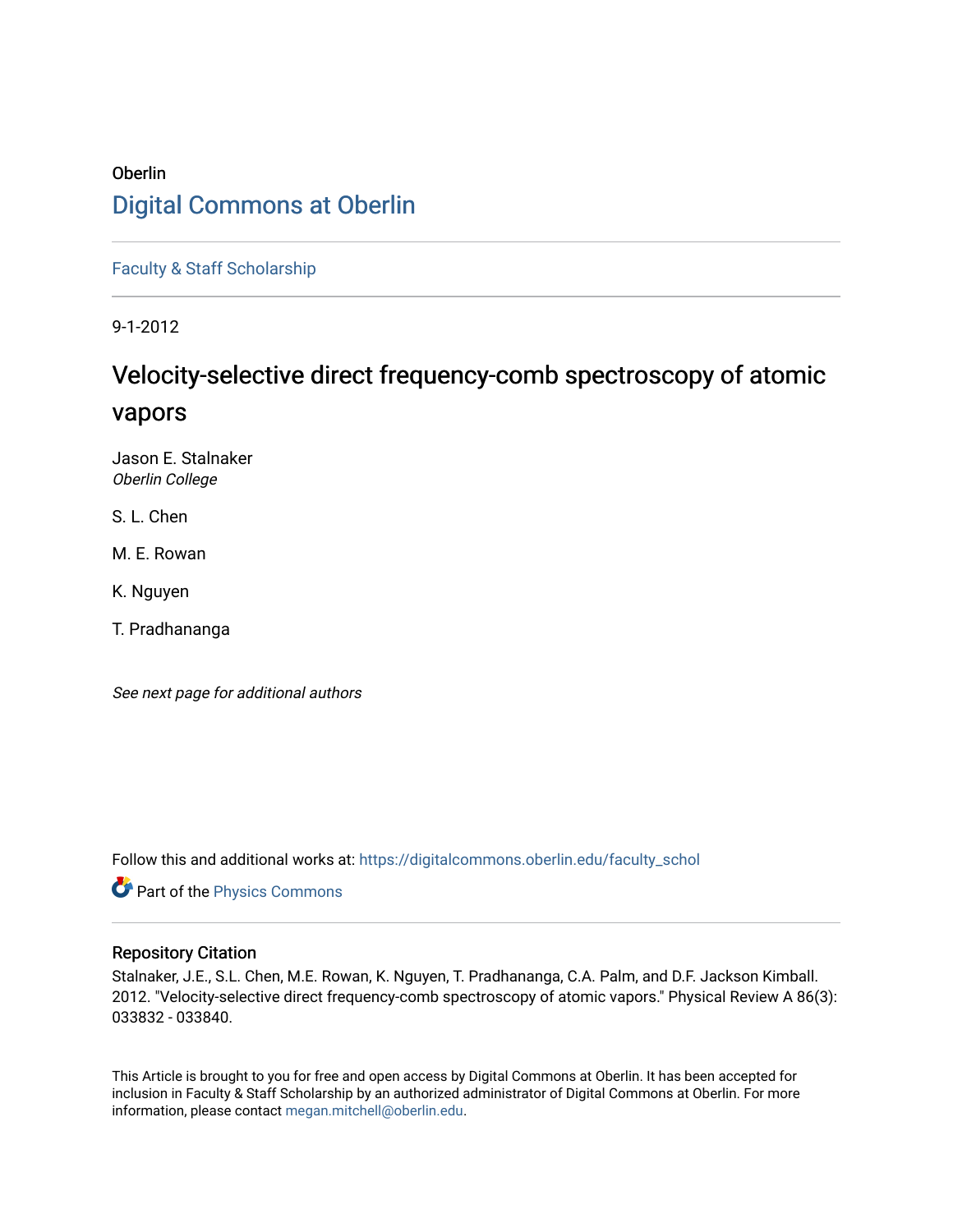Oberlin

# Digital Commons at Oberlin

Faculty & Staff Scholarship

9-1-2012

## Velocity-selective direct frequency-comb spectroscopy of atomic vapors

Jason E. Stalnaker
*Oberlin College*

S. L. Chen

M. E. Rowan

K. Nguyen

T. Pradhananga

*See next page for additional authors*

Follow this and additional works at: https://digitalcommons.oberlin.edu/faculty_schol

Part of the Physics Commons

### Repository Citation

Stalnaker, J.E., S.L. Chen, M.E. Rowan, K. Nguyen, T. Pradhananga, C.A. Palm, and D.F. Jackson Kimball. 2012. "Velocity-selective direct frequency-comb spectroscopy of atomic vapors." Physical Review A 86(3): 033832 - 033840.

This Article is brought to you for free and open access by Digital Commons at Oberlin. It has been accepted for inclusion in Faculty & Staff Scholarship by an authorized administrator of Digital Commons at Oberlin. For more information, please contact megan.mitchell@oberlin.edu.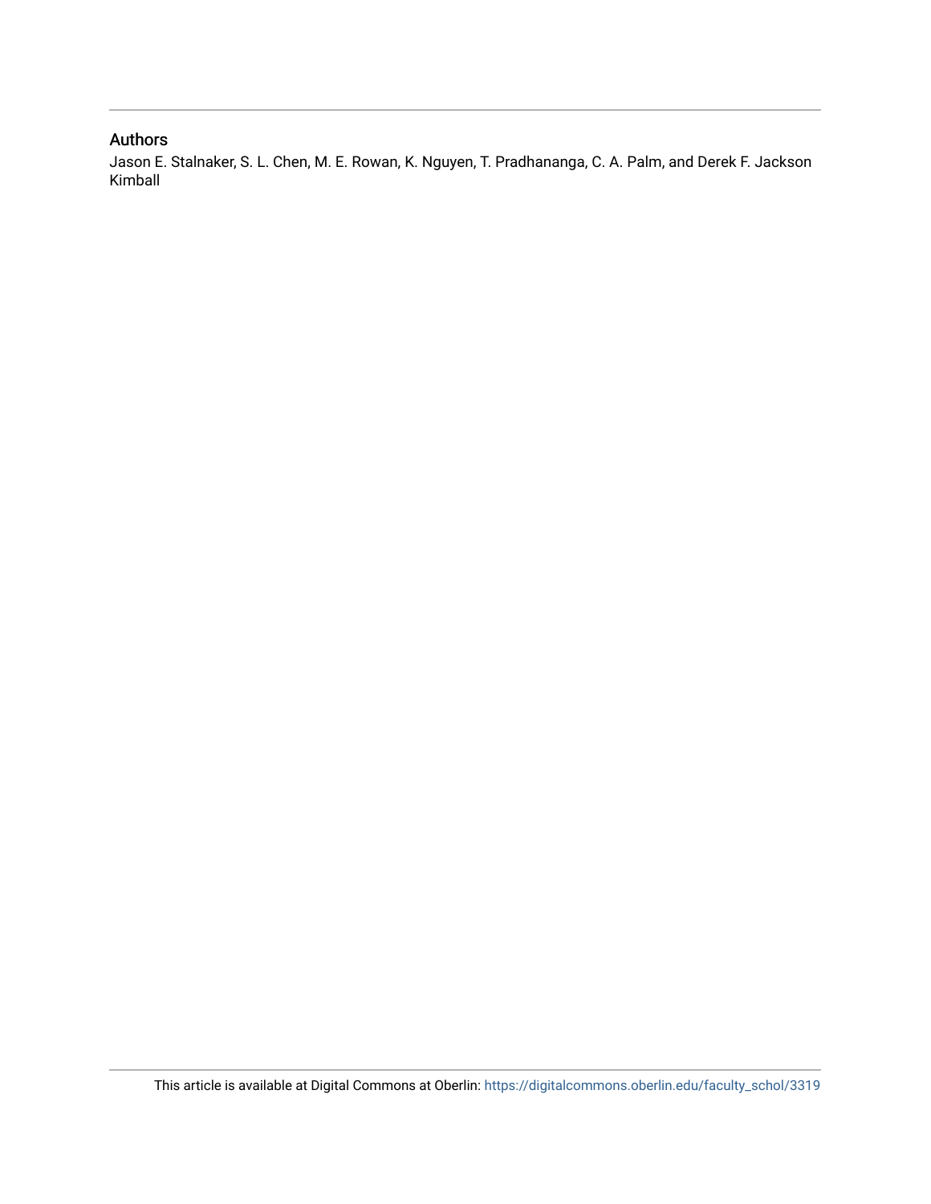## Authors

Jason E. Stalnaker, S. L. Chen, M. E. Rowan, K. Nguyen, T. Pradhananga, C. A. Palm, and Derek F. Jackson Kimball

This article is available at Digital Commons at Oberlin: https://digitalcommons.oberlin.edu/faculty_schol/3319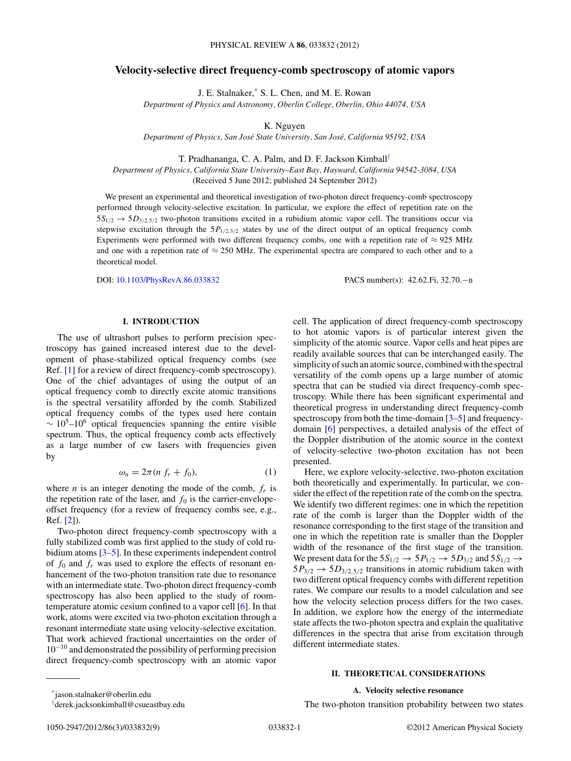# Velocity-selective direct frequency-comb spectroscopy of atomic vapors

J. E. Stalnaker,* S. L. Chen, and M. E. Rowan

*Department of Physics and Astronomy, Oberlin College, Oberlin, Ohio 44074, USA*

K. Nguyen

*Department of Physics, San José State University, San José, California 95192, USA*

T. Pradhananga, C. A. Palm, and D. F. Jackson Kimball†

*Department of Physics, California State University–East Bay, Hayward, California 94542-3084, USA*

(Received 5 June 2012; published 24 September 2012)

We present an experimental and theoretical investigation of two-photon direct frequency-comb spectroscopy performed through velocity-selective excitation. In particular, we explore the effect of repetition rate on the $5S_{1/2} \rightarrow 5D_{3/2,5/2}$ two-photon transitions excited in a rubidium atomic vapor cell. The transitions occur via stepwise excitation through the $5P_{1/2,3/2}$ states by use of the direct output of an optical frequency comb. Experiments were performed with two different frequency combs, one with a repetition rate of $\approx 925$ MHz and one with a repetition rate of $\approx 250$ MHz. The experimental spectra are compared to each other and to a theoretical model.

DOI: 10.1103/PhysRevA.86.033832 PACS number(s): 42.62.Fi, 32.70.−n

## I. INTRODUCTION

The use of ultrashort pulses to perform precision spectroscopy has gained increased interest due to the development of phase-stabilized optical frequency combs (see Ref. [1] for a review of direct frequency-comb spectroscopy). One of the chief advantages of using the output of an optical frequency comb to directly excite atomic transitions is the spectral versatility afforded by the comb. Stabilized optical frequency combs of the types used here contain $\sim 10^5$–$10^6$ optical frequencies spanning the entire visible spectrum. Thus, the optical frequency comb acts effectively as a large number of cw lasers with frequencies given by

$$\omega_n = 2\pi(n\, f_r + f_0), \tag{1}$$

where $n$ is an integer denoting the mode of the comb, $f_r$ is the repetition rate of the laser, and $f_0$ is the carrier-envelope-offset frequency (for a review of frequency combs see, e.g., Ref. [2]).

Two-photon direct frequency-comb spectroscopy with a fully stabilized comb was first applied to the study of cold rubidium atoms [3–5]. In these experiments independent control of $f_0$ and $f_r$ was used to explore the effects of resonant enhancement of the two-photon transition rate due to resonance with an intermediate state. Two-photon direct frequency-comb spectroscopy has also been applied to the study of room-temperature atomic cesium confined to a vapor cell [6]. In that work, atoms were excited via two-photon excitation through a resonant intermediate state using velocity-selective excitation. That work achieved fractional uncertainties on the order of $10^{-10}$ and demonstrated the possibility of performing precision direct frequency-comb spectroscopy with an atomic vapor cell. The application of direct frequency-comb spectroscopy to hot atomic vapors is of particular interest given the simplicity of the atomic source. Vapor cells and heat pipes are readily available sources that can be interchanged easily. The simplicity of such an atomic source, combined with the spectral versatility of the comb opens up a large number of atomic spectra that can be studied via direct frequency-comb spectroscopy. While there has been significant experimental and theoretical progress in understanding direct frequency-comb spectroscopy from both the time-domain [3–5] and frequency-domain [6] perspectives, a detailed analysis of the effect of the Doppler distribution of the atomic source in the context of velocity-selective two-photon excitation has not been presented.

Here, we explore velocity-selective, two-photon excitation both theoretically and experimentally. In particular, we consider the effect of the repetition rate of the comb on the spectra. We identify two different regimes: one in which the repetition rate of the comb is larger than the Doppler width of the resonance corresponding to the first stage of the transition and one in which the repetition rate is smaller than the Doppler width of the resonance of the first stage of the transition. We present data for the $5S_{1/2} \rightarrow 5P_{1/2} \rightarrow 5D_{3/2}$ and $5S_{1/2} \rightarrow 5P_{3/2} \rightarrow 5D_{3/2,5/2}$ transitions in atomic rubidium taken with two different optical frequency combs with different repetition rates. We compare our results to a model calculation and see how the velocity selection process differs for the two cases. In addition, we explore how the energy of the intermediate state affects the two-photon spectra and explain the qualitative differences in the spectra that arise from excitation through different intermediate states.

## II. THEORETICAL CONSIDERATIONS

### A. Velocity selective resonance

The two-photon transition probability between two states

*jason.stalnaker@oberlin.edu

†derek.jacksonkimball@csueastbay.edu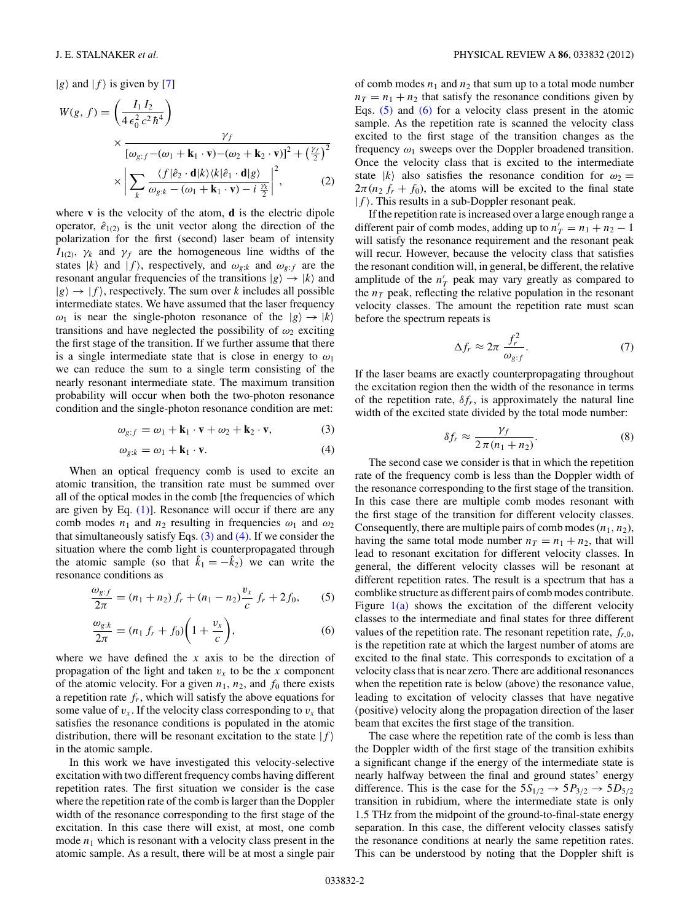$|g\rangle$ and $|f\rangle$ is given by [7]

$$W(g,f) = \left(\frac{I_1\, I_2}{4\,\epsilon_0^2\, c^2\, \hbar^4}\right) \times \frac{\gamma_f}{[\omega_{g:f} - (\omega_1 + \mathbf{k}_1\cdot\mathbf{v}) - (\omega_2 + \mathbf{k}_2\cdot\mathbf{v})]^2 + \left(\frac{\gamma_f}{2}\right)^2} \times \left| \sum_k \frac{\langle f|\hat{e}_2\cdot\mathbf{d}|k\rangle\langle k|\hat{e}_1\cdot\mathbf{d}|g\rangle}{\omega_{g:k} - (\omega_1 + \mathbf{k}_1\cdot\mathbf{v}) - i\,\frac{\gamma_k}{2}} \right|^2, \tag{2}$$

where $\mathbf{v}$ is the velocity of the atom, $\mathbf{d}$ is the electric dipole operator, $\hat{e}_{1(2)}$ is the unit vector along the direction of the polarization for the first (second) laser beam of intensity $I_{1(2)}$, $\gamma_k$ and $\gamma_f$ are the homogeneous line widths of the states $|k\rangle$ and $|f\rangle$, respectively, and $\omega_{g:k}$ and $\omega_{g:f}$ are the resonant angular frequencies of the transitions $|g\rangle \to |k\rangle$ and $|g\rangle \to |f\rangle$, respectively. The sum over $k$ includes all possible intermediate states. We have assumed that the laser frequency $\omega_1$ is near the single-photon resonance of the $|g\rangle \to |k\rangle$ transitions and have neglected the possibility of $\omega_2$ exciting the first stage of the transition. If we further assume that there is a single intermediate state that is close in energy to $\omega_1$ we can reduce the sum to a single term consisting of the nearly resonant intermediate state. The maximum transition probability will occur when both the two-photon resonance condition and the single-photon resonance condition are met:

$$\omega_{g:f} = \omega_1 + \mathbf{k}_1\cdot\mathbf{v} + \omega_2 + \mathbf{k}_2\cdot\mathbf{v}, \tag{3}$$

$$\omega_{g:k} = \omega_1 + \mathbf{k}_1\cdot\mathbf{v}. \tag{4}$$

When an optical frequency comb is used to excite an atomic transition, the transition rate must be summed over all of the optical modes in the comb [the frequencies of which are given by Eq. (1)]. Resonance will occur if there are any comb modes $n_1$ and $n_2$ resulting in frequencies $\omega_1$ and $\omega_2$ that simultaneously satisfy Eqs. (3) and (4). If we consider the situation where the comb light is counterpropagated through the atomic sample (so that $\hat{k}_1 = -\hat{k}_2$) we can write the resonance conditions as

$$\frac{\omega_{g:f}}{2\pi} = (n_1 + n_2)\, f_r + (n_1 - n_2)\frac{v_x}{c}\, f_r + 2 f_0, \tag{5}$$

$$\frac{\omega_{g:k}}{2\pi} = (n_1\, f_r + f_0)\left(1 + \frac{v_x}{c}\right), \tag{6}$$

where we have defined the $x$ axis to be the direction of propagation of the light and taken $v_x$ to be the $x$ component of the atomic velocity. For a given $n_1$, $n_2$, and $f_0$ there exists a repetition rate $f_r$, which will satisfy the above equations for some value of $v_x$. If the velocity class corresponding to $v_x$ that satisfies the resonance conditions is populated in the atomic distribution, there will be resonant excitation to the state $|f\rangle$ in the atomic sample.

In this work we have investigated this velocity-selective excitation with two different frequency combs having different repetition rates. The first situation we consider is the case where the repetition rate of the comb is larger than the Doppler width of the resonance corresponding to the first stage of the excitation. In this case there will exist, at most, one comb mode $n_1$ which is resonant with a velocity class present in the atomic sample. As a result, there will be at most a single pair of comb modes $n_1$ and $n_2$ that sum up to a total mode number $n_T = n_1 + n_2$ that satisfy the resonance conditions given by Eqs. (5) and (6) for a velocity class present in the atomic sample. As the repetition rate is scanned the velocity class excited to the first stage of the transition changes as the frequency $\omega_1$ sweeps over the Doppler broadened transition. Once the velocity class that is excited to the intermediate state $|k\rangle$ also satisfies the resonance condition for $\omega_2 = 2\pi(n_2\, f_r + f_0)$, the atoms will be excited to the final state $|f\rangle$. This results in a sub-Doppler resonant peak.

If the repetition rate is increased over a large enough range a different pair of comb modes, adding up to $n_T' = n_1 + n_2 - 1$ will satisfy the resonance requirement and the resonant peak will recur. However, because the velocity class that satisfies the resonant condition will, in general, be different, the relative amplitude of the $n_T'$ peak may vary greatly as compared to the $n_T$ peak, reflecting the relative population in the resonant velocity classes. The amount the repetition rate must scan before the spectrum repeats is

$$\Delta f_r \approx 2\pi\, \frac{f_r^2}{\omega_{g:f}}. \tag{7}$$

If the laser beams are exactly counterpropagating throughout the excitation region then the width of the resonance in terms of the repetition rate, $\delta f_r$, is approximately the natural line width of the excited state divided by the total mode number:

$$\delta f_r \approx \frac{\gamma_f}{2\,\pi(n_1 + n_2)}. \tag{8}$$

The second case we consider is that in which the repetition rate of the frequency comb is less than the Doppler width of the resonance corresponding to the first stage of the transition. In this case there are multiple comb modes resonant with the first stage of the transition for different velocity classes. Consequently, there are multiple pairs of comb modes $(n_1, n_2)$, having the same total mode number $n_T = n_1 + n_2$, that will lead to resonant excitation for different velocity classes. In general, the different velocity classes will be resonant at different repetition rates. The result is a spectrum that has a comblike structure as different pairs of comb modes contribute. Figure 1(a) shows the excitation of the different velocity classes to the intermediate and final states for three different values of the repetition rate. The resonant repetition rate, $f_{r,0}$, is the repetition rate at which the largest number of atoms are excited to the final state. This corresponds to excitation of a velocity class that is near zero. There are additional resonances when the repetition rate is below (above) the resonance value, leading to excitation of velocity classes that have negative (positive) velocity along the propagation direction of the laser beam that excites the first stage of the transition.

The case where the repetition rate of the comb is less than the Doppler width of the first stage of the transition exhibits a significant change if the energy of the intermediate state is nearly halfway between the final and ground states' energy difference. This is the case for the $5S_{1/2} \to 5P_{3/2} \to 5D_{5/2}$ transition in rubidium, where the intermediate state is only 1.5 THz from the midpoint of the ground-to-final-state energy separation. In this case, the different velocity classes satisfy the resonance conditions at nearly the same repetition rates. This can be understood by noting that the Doppler shift is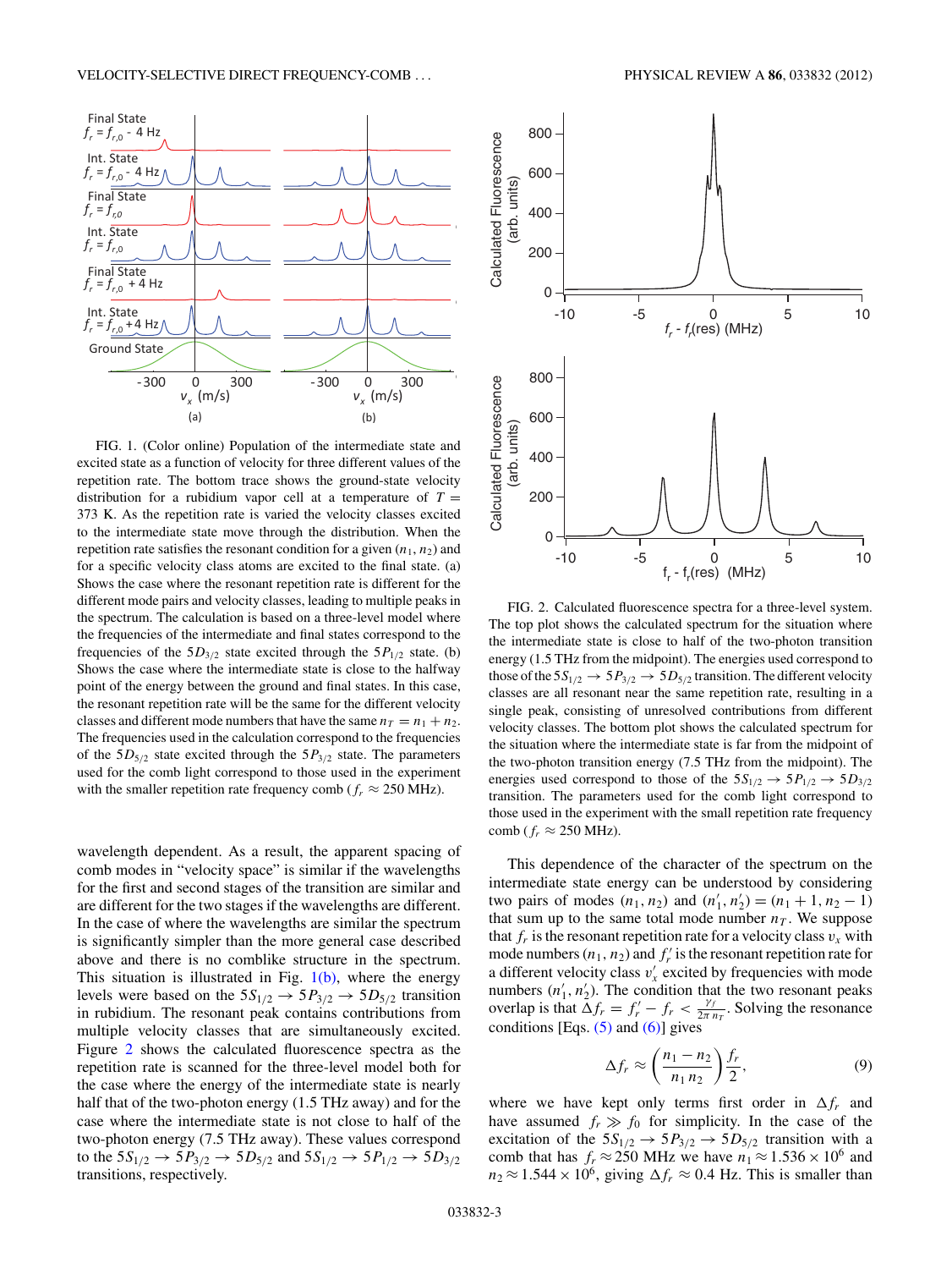FIG. 1. (Color online) Population of the intermediate state and excited state as a function of velocity for three different values of the repetition rate. The bottom trace shows the ground-state velocity distribution for a rubidium vapor cell at a temperature of $T = 373$ K. As the repetition rate is varied the velocity classes excited to the intermediate state move through the distribution. When the repetition rate satisfies the resonant condition for a given $(n_1, n_2)$ and for a specific velocity class atoms are excited to the final state. (a) Shows the case where the resonant repetition rate is different for the different mode pairs and velocity classes, leading to multiple peaks in the spectrum. The calculation is based on a three-level model where the frequencies of the intermediate and final states correspond to the frequencies of the $5D_{3/2}$ state excited through the $5P_{1/2}$ state. (b) Shows the case where the intermediate state is close to the halfway point of the energy between the ground and final states. In this case, the resonant repetition rate will be the same for the different velocity classes and different mode numbers that have the same $n_T = n_1 + n_2$. The frequencies used in the calculation correspond to the frequencies of the $5D_{5/2}$ state excited through the $5P_{3/2}$ state. The parameters used for the comb light correspond to those used in the experiment with the smaller repetition rate frequency comb ($f_r \approx 250$ MHz).

wavelength dependent. As a result, the apparent spacing of comb modes in "velocity space" is similar if the wavelengths for the first and second stages of the transition are similar and are different for the two stages if the wavelengths are different. In the case of where the wavelengths are similar the spectrum is significantly simpler than the more general case described above and there is no comblike structure in the spectrum. This situation is illustrated in Fig. 1(b), where the energy levels were based on the $5S_{1/2} \rightarrow 5P_{3/2} \rightarrow 5D_{5/2}$ transition in rubidium. The resonant peak contains contributions from multiple velocity classes that are simultaneously excited. Figure 2 shows the calculated fluorescence spectra as the repetition rate is scanned for the three-level model both for the case where the energy of the intermediate state is nearly half that of the two-photon energy (1.5 THz away) and for the case where the intermediate state is not close to half of the two-photon energy (7.5 THz away). These values correspond to the $5S_{1/2} \rightarrow 5P_{3/2} \rightarrow 5D_{5/2}$ and $5S_{1/2} \rightarrow 5P_{1/2} \rightarrow 5D_{3/2}$ transitions, respectively.

FIG. 2. Calculated fluorescence spectra for a three-level system. The top plot shows the calculated spectrum for the situation where the intermediate state is close to half of the two-photon transition energy (1.5 THz from the midpoint). The energies used correspond to those of the $5S_{1/2} \rightarrow 5P_{3/2} \rightarrow 5D_{5/2}$ transition. The different velocity classes are all resonant near the same repetition rate, resulting in a single peak, consisting of unresolved contributions from different velocity classes. The bottom plot shows the calculated spectrum for the situation where the intermediate state is far from the midpoint of the two-photon transition energy (7.5 THz from the midpoint). The energies used correspond to those of the $5S_{1/2} \rightarrow 5P_{1/2} \rightarrow 5D_{3/2}$ transition. The parameters used for the comb light correspond to those used in the experiment with the small repetition rate frequency comb ($f_r \approx 250$ MHz).

This dependence of the character of the spectrum on the intermediate state energy can be understood by considering two pairs of modes $(n_1, n_2)$ and $(n_1', n_2') = (n_1 + 1, n_2 - 1)$ that sum up to the same total mode number $n_T$. We suppose that $f_r$ is the resonant repetition rate for a velocity class $v_x$ with mode numbers $(n_1, n_2)$ and $f_r'$ is the resonant repetition rate for a different velocity class $v_x'$ excited by frequencies with mode numbers $(n_1', n_2')$. The condition that the two resonant peaks overlap is that $\Delta f_r = f_r' - f_r < \frac{\gamma_f}{2\pi n_T}$. Solving the resonance conditions [Eqs. (5) and (6)] gives

$$\Delta f_r \approx \left(\frac{n_1 - n_2}{n_1 n_2}\right)\frac{f_r}{2}, \tag{9}$$

where we have kept only terms first order in $\Delta f_r$ and have assumed $f_r \gg f_0$ for simplicity. In the case of the excitation of the $5S_{1/2} \rightarrow 5P_{3/2} \rightarrow 5D_{5/2}$ transition with a comb that has $f_r \approx 250$ MHz we have $n_1 \approx 1.536 \times 10^6$ and $n_2 \approx 1.544 \times 10^6$, giving $\Delta f_r \approx 0.4$ Hz. This is smaller than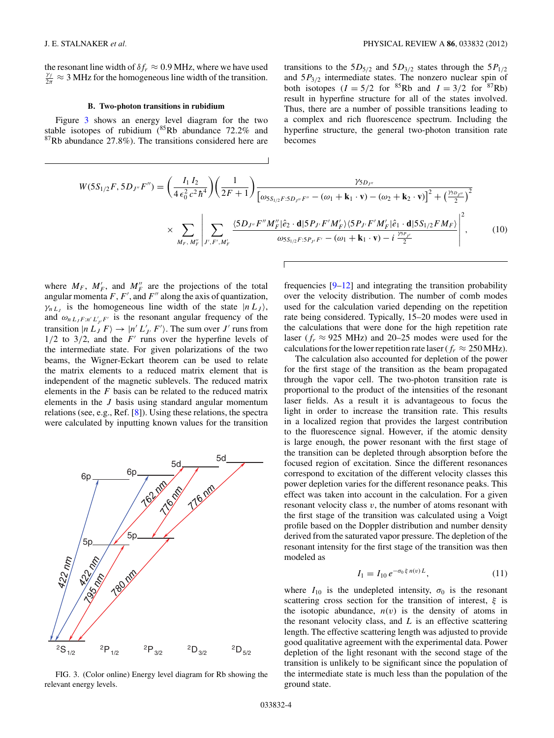the resonant line width of $\delta f_r \approx 0.9$ MHz, where we have used $\frac{\gamma_f}{2\pi} \approx 3$ MHz for the homogeneous line width of the transition.

### B. Two-photon transitions in rubidium

Figure 3 shows an energy level diagram for the two stable isotopes of rubidium ($^{85}$Rb abundance 72.2% and $^{87}$Rb abundance 27.8%). The transitions considered here are transitions to the $5D_{5/2}$ and $5D_{3/2}$ states through the $5P_{1/2}$ and $5P_{3/2}$ intermediate states. The nonzero nuclear spin of both isotopes ($I = 5/2$ for $^{85}$Rb and $I = 3/2$ for $^{87}$Rb) result in hyperfine structure for all of the states involved. Thus, there are a number of possible transitions leading to a complex and rich fluorescence spectrum. Including the hyperfine structure, the general two-photon transition rate becomes

$$W(5S_{1/2}F, 5D_{J''}F'') = \left(\frac{I_1 I_2}{4\,\epsilon_0^2 c^2 \hbar^4}\right)\left(\frac{1}{2F+1}\right)\frac{\gamma_{5D_{J''}}}{\left[\omega_{5S_{1/2}F:5D_{J''}F''} - (\omega_1 + \mathbf{k}_1\cdot\mathbf{v}) - (\omega_2 + \mathbf{k}_2\cdot\mathbf{v})\right]^2 + \left(\frac{\gamma_{5D_{J''}}}{2}\right)^2}$$
$$\times \sum_{M_F,\,M_F''}\left|\sum_{J',F',M_F'}\frac{\langle 5D_{J''}F''M_F''|\hat{e}_2\cdot\mathbf{d}|5P_{J'}F'M_F'\rangle\langle 5P_{J'}F'M_F'|\hat{e}_1\cdot\mathbf{d}|5S_{1/2}FM_F\rangle}{\omega_{5S_{1/2}F:5P_{J'}F'} - (\omega_1 + \mathbf{k}_1\cdot\mathbf{v}) - i\,\frac{\gamma_{5P_{J'}}}{2}}\right|^2, \tag{10}$$

where $M_F$, $M_F'$, and $M_F''$ are the projections of the total angular momenta $F$, $F'$, and $F''$ along the axis of quantization, $\gamma_{n L_J}$ is the homogeneous line width of the state $|n\,L_J\rangle$, and $\omega_{n\,L_J F:n'\,L'_{J'} F'}$ is the resonant angular frequency of the transition $|n\,L_J\,F\rangle \rightarrow |n'\,L'_{J'}\,F'\rangle$. The sum over $J'$ runs from 1/2 to 3/2, and the $F'$ runs over the hyperfine levels of the intermediate state. For given polarizations of the two beams, the Wigner-Eckart theorem can be used to relate the matrix elements to a reduced matrix element that is independent of the magnetic sublevels. The reduced matrix elements in the $F$ basis can be related to the reduced matrix elements in the $J$ basis using standard angular momentum relations (see, e.g., Ref. [8]). Using these relations, the spectra were calculated by inputting known values for the transition frequencies [9–12] and integrating the transition probability over the velocity distribution. The number of comb modes used for the calculation varied depending on the repetition rate being considered. Typically, 15–20 modes were used in the calculations that were done for the high repetition rate laser ($f_r \approx 925$ MHz) and 20–25 modes were used for the calculations for the lower repetition rate laser ($f_r \approx 250$ MHz).

FIG. 3. (Color online) Energy level diagram for Rb showing the relevant energy levels.

The calculation also accounted for depletion of the power for the first stage of the transition as the beam propagated through the vapor cell. The two-photon transition rate is proportional to the product of the intensities of the resonant laser fields. As a result it is advantageous to focus the light in order to increase the transition rate. This results in a localized region that provides the largest contribution to the fluorescence signal. However, if the atomic density is large enough, the power resonant with the first stage of the transition can be depleted through absorption before the focused region of excitation. Since the different resonances correspond to excitation of the different velocity classes this power depletion varies for the different resonance peaks. This effect was taken into account in the calculation. For a given resonant velocity class $v$, the number of atoms resonant with the first stage of the transition was calculated using a Voigt profile based on the Doppler distribution and number density derived from the saturated vapor pressure. The depletion of the resonant intensity for the first stage of the transition was then modeled as

$$I_1 = I_{10}\,e^{-\sigma_0\,\xi\,n(v)\,L}, \tag{11}$$

where $I_{10}$ is the undepleted intensity, $\sigma_0$ is the resonant scattering cross section for the transition of interest, $\xi$ is the isotopic abundance, $n(v)$ is the density of atoms in the resonant velocity class, and $L$ is an effective scattering length. The effective scattering length was adjusted to provide good qualitative agreement with the experimental data. Power depletion of the light resonant with the second stage of the transition is unlikely to be significant since the population of the intermediate state is much less than the population of the ground state.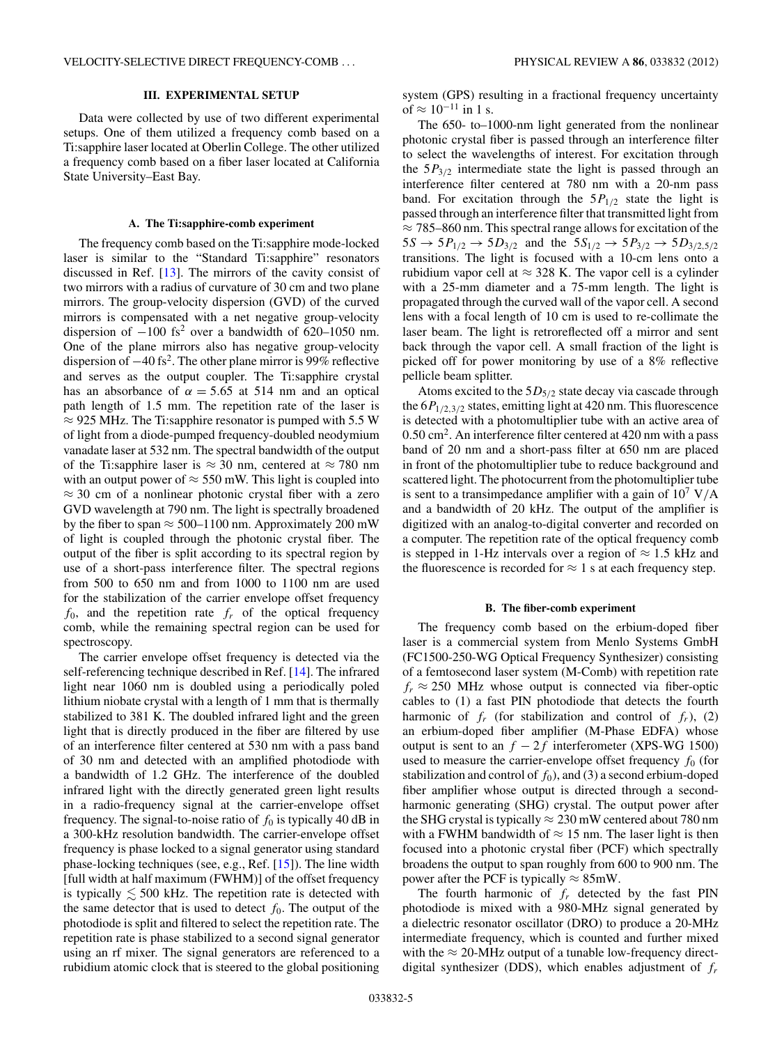## III. EXPERIMENTAL SETUP

Data were collected by use of two different experimental setups. One of them utilized a frequency comb based on a Ti:sapphire laser located at Oberlin College. The other utilized a frequency comb based on a fiber laser located at California State University–East Bay.

### A. The Ti:sapphire-comb experiment

The frequency comb based on the Ti:sapphire mode-locked laser is similar to the "Standard Ti:sapphire" resonators discussed in Ref. [13]. The mirrors of the cavity consist of two mirrors with a radius of curvature of 30 cm and two plane mirrors. The group-velocity dispersion (GVD) of the curved mirrors is compensated with a net negative group-velocity dispersion of $-100$ fs$^2$ over a bandwidth of 620–1050 nm. One of the plane mirrors also has negative group-velocity dispersion of $-40$ fs$^2$. The other plane mirror is 99% reflective and serves as the output coupler. The Ti:sapphire crystal has an absorbance of $\alpha = 5.65$ at 514 nm and an optical path length of 1.5 mm. The repetition rate of the laser is $\approx 925$ MHz. The Ti:sapphire resonator is pumped with 5.5 W of light from a diode-pumped frequency-doubled neodymium vanadate laser at 532 nm. The spectral bandwidth of the output of the Ti:sapphire laser is $\approx 30$ nm, centered at $\approx 780$ nm with an output power of $\approx 550$ mW. This light is coupled into $\approx 30$ cm of a nonlinear photonic crystal fiber with a zero GVD wavelength at 790 nm. The light is spectrally broadened by the fiber to span $\approx 500$–1100 nm. Approximately 200 mW of light is coupled through the photonic crystal fiber. The output of the fiber is split according to its spectral region by use of a short-pass interference filter. The spectral regions from 500 to 650 nm and from 1000 to 1100 nm are used for the stabilization of the carrier envelope offset frequency $f_0$, and the repetition rate $f_r$ of the optical frequency comb, while the remaining spectral region can be used for spectroscopy.

The carrier envelope offset frequency is detected via the self-referencing technique described in Ref. [14]. The infrared light near 1060 nm is doubled using a periodically poled lithium niobate crystal with a length of 1 mm that is thermally stabilized to 381 K. The doubled infrared light and the green light that is directly produced in the fiber are filtered by use of an interference filter centered at 530 nm with a pass band of 30 nm and detected with an amplified photodiode with a bandwidth of 1.2 GHz. The interference of the doubled infrared light with the directly generated green light results in a radio-frequency signal at the carrier-envelope offset frequency. The signal-to-noise ratio of $f_0$ is typically 40 dB in a 300-kHz resolution bandwidth. The carrier-envelope offset frequency is phase locked to a signal generator using standard phase-locking techniques (see, e.g., Ref. [15]). The line width [full width at half maximum (FWHM)] of the offset frequency is typically $\lesssim 500$ kHz. The repetition rate is detected with the same detector that is used to detect $f_0$. The output of the photodiode is split and filtered to select the repetition rate. The repetition rate is phase stabilized to a second signal generator using an rf mixer. The signal generators are referenced to a rubidium atomic clock that is steered to the global positioning system (GPS) resulting in a fractional frequency uncertainty of $\approx 10^{-11}$ in 1 s.

The 650- to–1000-nm light generated from the nonlinear photonic crystal fiber is passed through an interference filter to select the wavelengths of interest. For excitation through the $5P_{3/2}$ intermediate state the light is passed through an interference filter centered at 780 nm with a 20-nm pass band. For excitation through the $5P_{1/2}$ state the light is passed through an interference filter that transmitted light from $\approx 785$–860 nm. This spectral range allows for excitation of the $5S \rightarrow 5P_{1/2} \rightarrow 5D_{3/2}$ and the $5S_{1/2} \rightarrow 5P_{3/2} \rightarrow 5D_{3/2,5/2}$ transitions. The light is focused with a 10-cm lens onto a rubidium vapor cell at $\approx 328$ K. The vapor cell is a cylinder with a 25-mm diameter and a 75-mm length. The light is propagated through the curved wall of the vapor cell. A second lens with a focal length of 10 cm is used to re-collimate the laser beam. The light is retroreflected off a mirror and sent back through the vapor cell. A small fraction of the light is picked off for power monitoring by use of a 8% reflective pellicle beam splitter.

Atoms excited to the $5D_{5/2}$ state decay via cascade through the $6P_{1/2,3/2}$ states, emitting light at 420 nm. This fluorescence is detected with a photomultiplier tube with an active area of 0.50 cm$^2$. An interference filter centered at 420 nm with a pass band of 20 nm and a short-pass filter at 650 nm are placed in front of the photomultiplier tube to reduce background and scattered light. The photocurrent from the photomultiplier tube is sent to a transimpedance amplifier with a gain of $10^7$ V/A and a bandwidth of 20 kHz. The output of the amplifier is digitized with an analog-to-digital converter and recorded on a computer. The repetition rate of the optical frequency comb is stepped in 1-Hz intervals over a region of $\approx 1.5$ kHz and the fluorescence is recorded for $\approx 1$ s at each frequency step.

### B. The fiber-comb experiment

The frequency comb based on the erbium-doped fiber laser is a commercial system from Menlo Systems GmbH (FC1500-250-WG Optical Frequency Synthesizer) consisting of a femtosecond laser system (M-Comb) with repetition rate $f_r \approx 250$ MHz whose output is connected via fiber-optic cables to (1) a fast PIN photodiode that detects the fourth harmonic of $f_r$ (for stabilization and control of $f_r$), (2) an erbium-doped fiber amplifier (M-Phase EDFA) whose output is sent to an $f - 2f$ interferometer (XPS-WG 1500) used to measure the carrier-envelope offset frequency $f_0$ (for stabilization and control of $f_0$), and (3) a second erbium-doped fiber amplifier whose output is directed through a second-harmonic generating (SHG) crystal. The output power after the SHG crystal is typically $\approx 230$ mW centered about 780 nm with a FWHM bandwidth of $\approx 15$ nm. The laser light is then focused into a photonic crystal fiber (PCF) which spectrally broadens the output to span roughly from 600 to 900 nm. The power after the PCF is typically $\approx 85$mW.

The fourth harmonic of $f_r$ detected by the fast PIN photodiode is mixed with a 980-MHz signal generated by a dielectric resonator oscillator (DRO) to produce a 20-MHz intermediate frequency, which is counted and further mixed with the $\approx 20$-MHz output of a tunable low-frequency direct-digital synthesizer (DDS), which enables adjustment of $f_r$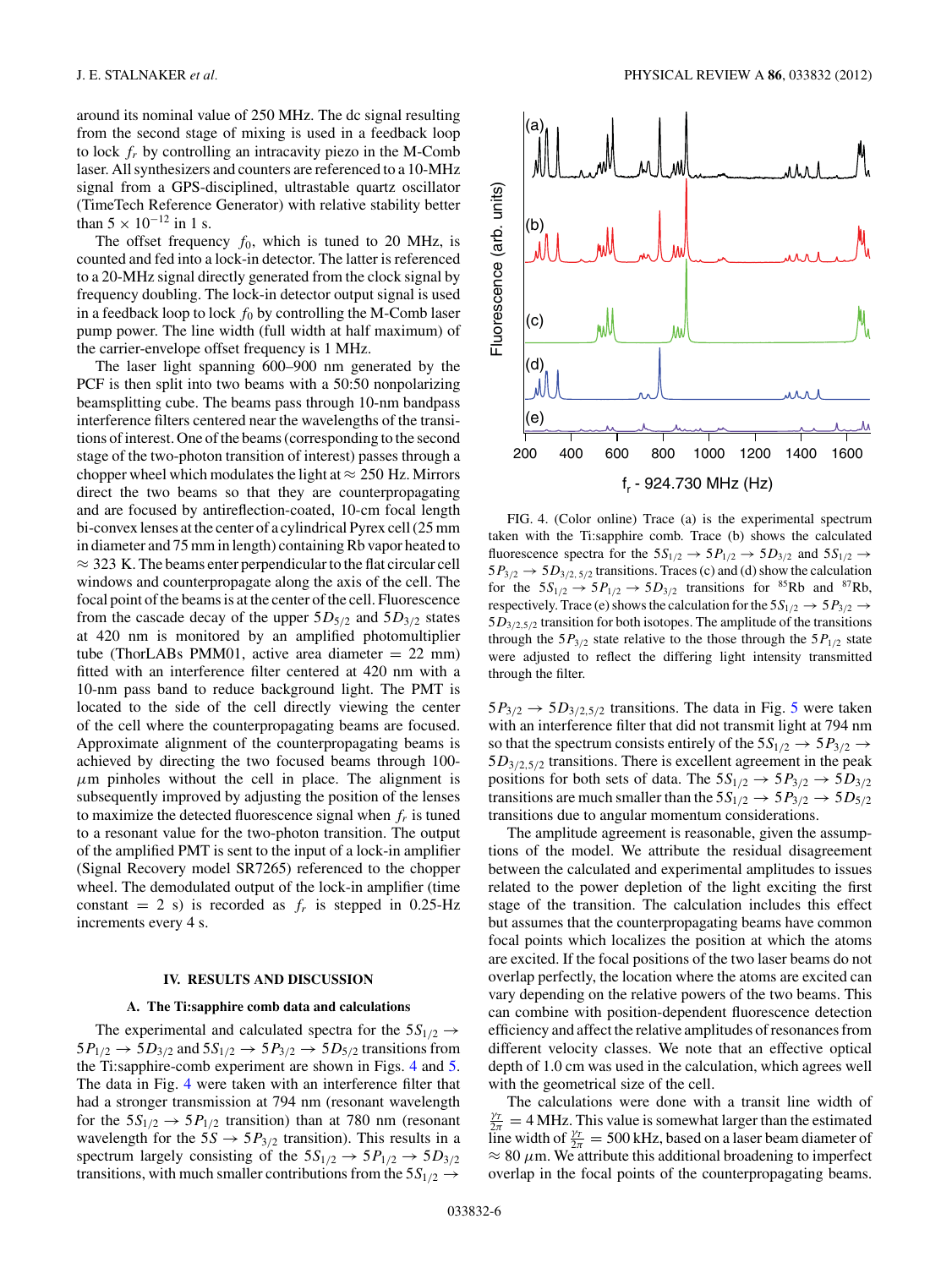around its nominal value of 250 MHz. The dc signal resulting from the second stage of mixing is used in a feedback loop to lock $f_r$ by controlling an intracavity piezo in the M-Comb laser. All synthesizers and counters are referenced to a 10-MHz signal from a GPS-disciplined, ultrastable quartz oscillator (TimeTech Reference Generator) with relative stability better than $5 \times 10^{-12}$ in 1 s.

The offset frequency $f_0$, which is tuned to 20 MHz, is counted and fed into a lock-in detector. The latter is referenced to a 20-MHz signal directly generated from the clock signal by frequency doubling. The lock-in detector output signal is used in a feedback loop to lock $f_0$ by controlling the M-Comb laser pump power. The line width (full width at half maximum) of the carrier-envelope offset frequency is 1 MHz.

The laser light spanning 600–900 nm generated by the PCF is then split into two beams with a 50:50 nonpolarizing beamsplitting cube. The beams pass through 10-nm bandpass interference filters centered near the wavelengths of the transitions of interest. One of the beams (corresponding to the second stage of the two-photon transition of interest) passes through a chopper wheel which modulates the light at $\approx$ 250 Hz. Mirrors direct the two beams so that they are counterpropagating and are focused by antireflection-coated, 10-cm focal length bi-convex lenses at the center of a cylindrical Pyrex cell (25 mm in diameter and 75 mm in length) containing Rb vapor heated to $\approx$ 323 K. The beams enter perpendicular to the flat circular cell windows and counterpropagate along the axis of the cell. The focal point of the beams is at the center of the cell. Fluorescence from the cascade decay of the upper $5D_{5/2}$ and $5D_{3/2}$ states at 420 nm is monitored by an amplified photomultiplier tube (ThorLABs PMM01, active area diameter = 22 mm) fitted with an interference filter centered at 420 nm with a 10-nm pass band to reduce background light. The PMT is located to the side of the cell directly viewing the center of the cell where the counterpropagating beams are focused. Approximate alignment of the counterpropagating beams is achieved by directing the two focused beams through 100-$\mu$m pinholes without the cell in place. The alignment is subsequently improved by adjusting the position of the lenses to maximize the detected fluorescence signal when $f_r$ is tuned to a resonant value for the two-photon transition. The output of the amplified PMT is sent to the input of a lock-in amplifier (Signal Recovery model SR7265) referenced to the chopper wheel. The demodulated output of the lock-in amplifier (time constant = 2 s) is recorded as $f_r$ is stepped in 0.25-Hz increments every 4 s.

## IV. RESULTS AND DISCUSSION

### A. The Ti:sapphire comb data and calculations

The experimental and calculated spectra for the $5S_{1/2} \rightarrow 5P_{1/2} \rightarrow 5D_{3/2}$ and $5S_{1/2} \rightarrow 5P_{3/2} \rightarrow 5D_{5/2}$ transitions from the Ti:sapphire-comb experiment are shown in Figs. 4 and 5. The data in Fig. 4 were taken with an interference filter that had a stronger transmission at 794 nm (resonant wavelength for the $5S_{1/2} \rightarrow 5P_{1/2}$ transition) than at 780 nm (resonant wavelength for the $5S \rightarrow 5P_{3/2}$ transition). This results in a spectrum largely consisting of the $5S_{1/2} \rightarrow 5P_{1/2} \rightarrow 5D_{3/2}$ transitions, with much smaller contributions from the $5S_{1/2} \rightarrow 5P_{3/2} \rightarrow 5D_{3/2,5/2}$ transitions. The data in Fig. 5 were taken with an interference filter that did not transmit light at 794 nm so that the spectrum consists entirely of the $5S_{1/2} \rightarrow 5P_{3/2} \rightarrow 5D_{3/2,5/2}$ transitions. There is excellent agreement in the peak positions for both sets of data. The $5S_{1/2} \rightarrow 5P_{3/2} \rightarrow 5D_{3/2}$ transitions are much smaller than the $5S_{1/2} \rightarrow 5P_{3/2} \rightarrow 5D_{5/2}$ transitions due to angular momentum considerations.

FIG. 4. (Color online) Trace (a) is the experimental spectrum taken with the Ti:sapphire comb. Trace (b) shows the calculated fluorescence spectra for the $5S_{1/2} \rightarrow 5P_{1/2} \rightarrow 5D_{3/2}$ and $5S_{1/2} \rightarrow 5P_{3/2} \rightarrow 5D_{3/2,5/2}$ transitions. Traces (c) and (d) show the calculation for the $5S_{1/2} \rightarrow 5P_{1/2} \rightarrow 5D_{3/2}$ transitions for $^{85}$Rb and $^{87}$Rb, respectively. Trace (e) shows the calculation for the $5S_{1/2} \rightarrow 5P_{3/2} \rightarrow 5D_{3/2,5/2}$ transition for both isotopes. The amplitude of the transitions through the $5P_{3/2}$ state relative to the those through the $5P_{1/2}$ state were adjusted to reflect the differing light intensity transmitted through the filter.

The amplitude agreement is reasonable, given the assumptions of the model. We attribute the residual disagreement between the calculated and experimental amplitudes to issues related to the power depletion of the light exciting the first stage of the transition. The calculation includes this effect but assumes that the counterpropagating beams have common focal points which localizes the position at which the atoms are excited. If the focal positions of the two laser beams do not overlap perfectly, the location where the atoms are excited can vary depending on the relative powers of the two beams. This can combine with position-dependent fluorescence detection efficiency and affect the relative amplitudes of resonances from different velocity classes. We note that an effective optical depth of 1.0 cm was used in the calculation, which agrees well with the geometrical size of the cell.

The calculations were done with a transit line width of $\frac{\gamma_T}{2\pi} = 4$ MHz. This value is somewhat larger than the estimated line width of $\frac{\gamma_T}{2\pi} = 500$ kHz, based on a laser beam diameter of $\approx 80$ $\mu$m. We attribute this additional broadening to imperfect overlap in the focal points of the counterpropagating beams.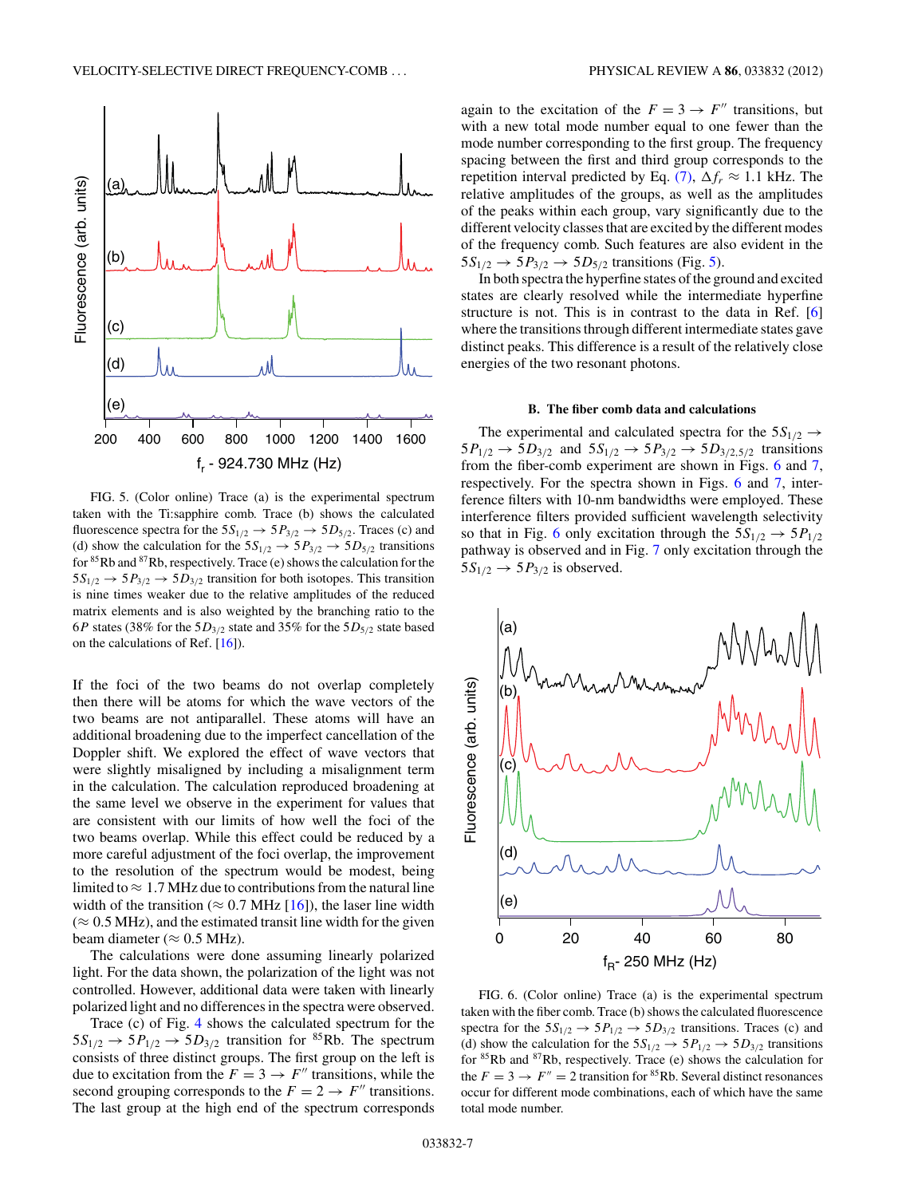FIG. 5. (Color online) Trace (a) is the experimental spectrum taken with the Ti:sapphire comb. Trace (b) shows the calculated fluorescence spectra for the $5S_{1/2} \rightarrow 5P_{3/2} \rightarrow 5D_{5/2}$. Traces (c) and (d) show the calculation for the $5S_{1/2} \rightarrow 5P_{3/2} \rightarrow 5D_{5/2}$ transitions for $^{85}$Rb and $^{87}$Rb, respectively. Trace (e) shows the calculation for the $5S_{1/2} \rightarrow 5P_{3/2} \rightarrow 5D_{3/2}$ transition for both isotopes. This transition is nine times weaker due to the relative amplitudes of the reduced matrix elements and is also weighted by the branching ratio to the $6P$ states (38% for the $5D_{3/2}$ state and 35% for the $5D_{5/2}$ state based on the calculations of Ref. [16]).

If the foci of the two beams do not overlap completely then there will be atoms for which the wave vectors of the two beams are not antiparallel. These atoms will have an additional broadening due to the imperfect cancellation of the Doppler shift. We explored the effect of wave vectors that were slightly misaligned by including a misalignment term in the calculation. The calculation reproduced broadening at the same level we observe in the experiment for values that are consistent with our limits of how well the foci of the two beams overlap. While this effect could be reduced by a more careful adjustment of the foci overlap, the improvement to the resolution of the spectrum would be modest, being limited to $\approx 1.7$ MHz due to contributions from the natural line width of the transition ($\approx 0.7$ MHz [16]), the laser line width ($\approx 0.5$ MHz), and the estimated transit line width for the given beam diameter ($\approx 0.5$ MHz).

The calculations were done assuming linearly polarized light. For the data shown, the polarization of the light was not controlled. However, additional data were taken with linearly polarized light and no differences in the spectra were observed.

Trace (c) of Fig. 4 shows the calculated spectrum for the $5S_{1/2} \rightarrow 5P_{1/2} \rightarrow 5D_{3/2}$ transition for $^{85}$Rb. The spectrum consists of three distinct groups. The first group on the left is due to excitation from the $F = 3 \rightarrow F''$ transitions, while the second grouping corresponds to the $F = 2 \rightarrow F''$ transitions. The last group at the high end of the spectrum corresponds again to the excitation of the $F = 3 \rightarrow F''$ transitions, but with a new total mode number equal to one fewer than the mode number corresponding to the first group. The frequency spacing between the first and third group corresponds to the repetition interval predicted by Eq. (7), $\Delta f_r \approx 1.1$ kHz. The relative amplitudes of the groups, as well as the amplitudes of the peaks within each group, vary significantly due to the different velocity classes that are excited by the different modes of the frequency comb. Such features are also evident in the $5S_{1/2} \rightarrow 5P_{3/2} \rightarrow 5D_{5/2}$ transitions (Fig. 5).

In both spectra the hyperfine states of the ground and excited states are clearly resolved while the intermediate hyperfine structure is not. This is in contrast to the data in Ref. [6] where the transitions through different intermediate states gave distinct peaks. This difference is a result of the relatively close energies of the two resonant photons.

### B. The fiber comb data and calculations

The experimental and calculated spectra for the $5S_{1/2} \rightarrow 5P_{1/2} \rightarrow 5D_{3/2}$ and $5S_{1/2} \rightarrow 5P_{3/2} \rightarrow 5D_{3/2,5/2}$ transitions from the fiber-comb experiment are shown in Figs. 6 and 7, respectively. For the spectra shown in Figs. 6 and 7, interference filters with 10-nm bandwidths were employed. These interference filters provided sufficient wavelength selectivity so that in Fig. 6 only excitation through the $5S_{1/2} \rightarrow 5P_{1/2}$ pathway is observed and in Fig. 7 only excitation through the $5S_{1/2} \rightarrow 5P_{3/2}$ is observed.

FIG. 6. (Color online) Trace (a) is the experimental spectrum taken with the fiber comb. Trace (b) shows the calculated fluorescence spectra for the $5S_{1/2} \rightarrow 5P_{1/2} \rightarrow 5D_{3/2}$ transitions. Traces (c) and (d) show the calculation for the $5S_{1/2} \rightarrow 5P_{1/2} \rightarrow 5D_{3/2}$ transitions for $^{85}$Rb and $^{87}$Rb, respectively. Trace (e) shows the calculation for the $F = 3 \rightarrow F'' = 2$ transition for $^{85}$Rb. Several distinct resonances occur for different mode combinations, each of which have the same total mode number.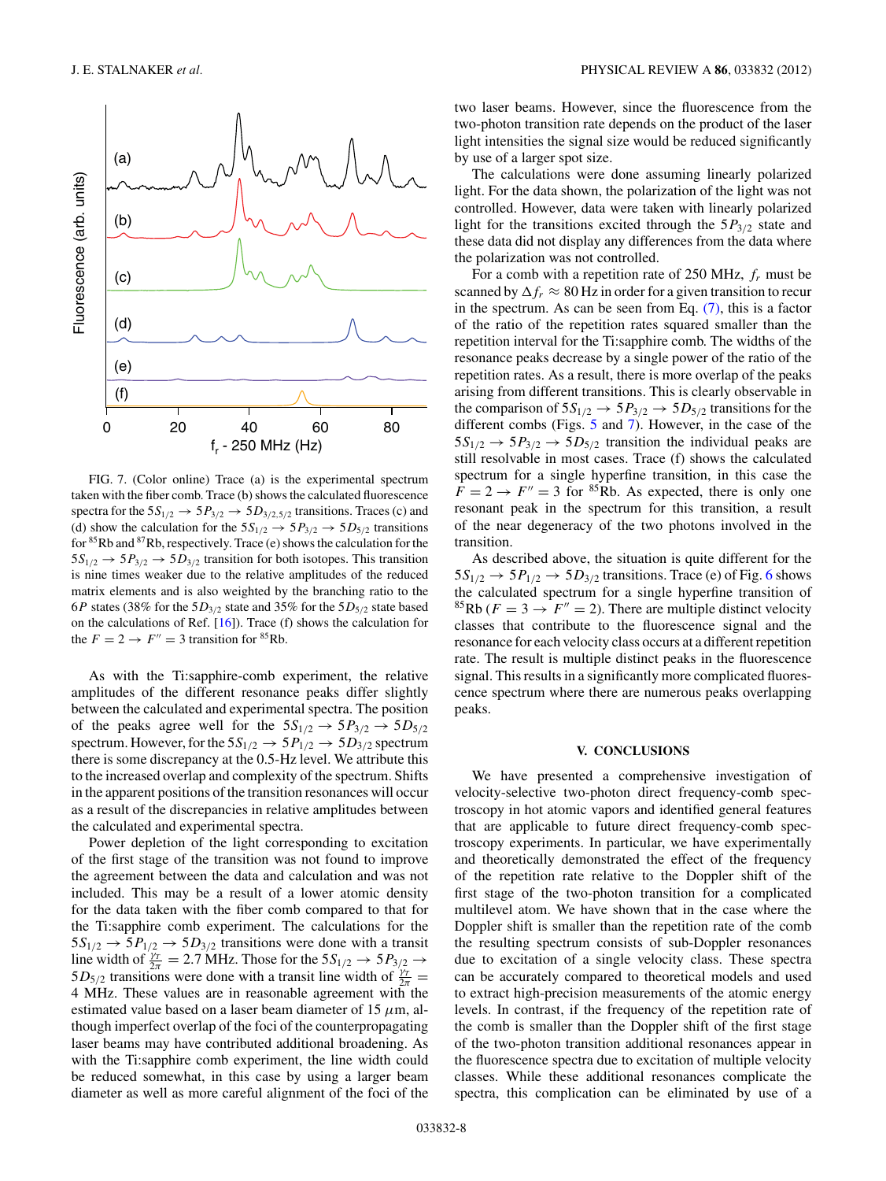FIG. 7. (Color online) Trace (a) is the experimental spectrum taken with the fiber comb. Trace (b) shows the calculated fluorescence spectra for the $5S_{1/2} \rightarrow 5P_{3/2} \rightarrow 5D_{3/2,5/2}$ transitions. Traces (c) and (d) show the calculation for the $5S_{1/2} \rightarrow 5P_{3/2} \rightarrow 5D_{5/2}$ transitions for $^{85}$Rb and $^{87}$Rb, respectively. Trace (e) shows the calculation for the $5S_{1/2} \rightarrow 5P_{3/2} \rightarrow 5D_{3/2}$ transition for both isotopes. This transition is nine times weaker due to the relative amplitudes of the reduced matrix elements and is also weighted by the branching ratio to the $6P$ states (38% for the $5D_{3/2}$ state and 35% for the $5D_{5/2}$ state based on the calculations of Ref. [16]). Trace (f) shows the calculation for the $F = 2 \rightarrow F'' = 3$ transition for $^{85}$Rb.

As with the Ti:sapphire-comb experiment, the relative amplitudes of the different resonance peaks differ slightly between the calculated and experimental spectra. The position of the peaks agree well for the $5S_{1/2} \rightarrow 5P_{3/2} \rightarrow 5D_{5/2}$ spectrum. However, for the $5S_{1/2} \rightarrow 5P_{1/2} \rightarrow 5D_{3/2}$ spectrum there is some discrepancy at the 0.5-Hz level. We attribute this to the increased overlap and complexity of the spectrum. Shifts in the apparent positions of the transition resonances will occur as a result of the discrepancies in relative amplitudes between the calculated and experimental spectra.

Power depletion of the light corresponding to excitation of the first stage of the transition was not found to improve the agreement between the data and calculation and was not included. This may be a result of a lower atomic density for the data taken with the fiber comb compared to that for the Ti:sapphire comb experiment. The calculations for the $5S_{1/2} \rightarrow 5P_{1/2} \rightarrow 5D_{3/2}$ transitions were done with a transit line width of $\frac{\gamma_T}{2\pi} = 2.7$ MHz. Those for the $5S_{1/2} \rightarrow 5P_{3/2} \rightarrow 5D_{5/2}$ transitions were done with a transit line width of $\frac{\gamma_T}{2\pi} = 4$ MHz. These values are in reasonable agreement with the estimated value based on a laser beam diameter of 15 $\mu$m, although imperfect overlap of the foci of the counterpropagating laser beams may have contributed additional broadening. As with the Ti:sapphire comb experiment, the line width could be reduced somewhat, in this case by using a larger beam diameter as well as more careful alignment of the foci of the two laser beams. However, since the fluorescence from the two-photon transition rate depends on the product of the laser light intensities the signal size would be reduced significantly by use of a larger spot size.

The calculations were done assuming linearly polarized light. For the data shown, the polarization of the light was not controlled. However, data were taken with linearly polarized light for the transitions excited through the $5P_{3/2}$ state and these data did not display any differences from the data where the polarization was not controlled.

For a comb with a repetition rate of 250 MHz, $f_r$ must be scanned by $\Delta f_r \approx 80$ Hz in order for a given transition to recur in the spectrum. As can be seen from Eq. (7), this is a factor of the ratio of the repetition rates squared smaller than the repetition interval for the Ti:sapphire comb. The widths of the resonance peaks decrease by a single power of the ratio of the repetition rates. As a result, there is more overlap of the peaks arising from different transitions. This is clearly observable in the comparison of $5S_{1/2} \rightarrow 5P_{3/2} \rightarrow 5D_{5/2}$ transitions for the different combs (Figs. 5 and 7). However, in the case of the $5S_{1/2} \rightarrow 5P_{3/2} \rightarrow 5D_{5/2}$ transition the individual peaks are still resolvable in most cases. Trace (f) shows the calculated spectrum for a single hyperfine transition, in this case the $F = 2 \rightarrow F'' = 3$ for $^{85}$Rb. As expected, there is only one resonant peak in the spectrum for this transition, a result of the near degeneracy of the two photons involved in the transition.

As described above, the situation is quite different for the $5S_{1/2} \rightarrow 5P_{1/2} \rightarrow 5D_{3/2}$ transitions. Trace (e) of Fig. 6 shows the calculated spectrum for a single hyperfine transition of $^{85}$Rb ($F = 3 \rightarrow F'' = 2$). There are multiple distinct velocity classes that contribute to the fluorescence signal and the resonance for each velocity class occurs at a different repetition rate. The result is multiple distinct peaks in the fluorescence signal. This results in a significantly more complicated fluorescence spectrum where there are numerous peaks overlapping peaks.

## V. CONCLUSIONS

We have presented a comprehensive investigation of velocity-selective two-photon direct frequency-comb spectroscopy in hot atomic vapors and identified general features that are applicable to future direct frequency-comb spectroscopy experiments. In particular, we have experimentally and theoretically demonstrated the effect of the frequency of the repetition rate relative to the Doppler shift of the first stage of the two-photon transition for a complicated multilevel atom. We have shown that in the case where the Doppler shift is smaller than the repetition rate of the comb the resulting spectrum consists of sub-Doppler resonances due to excitation of a single velocity class. These spectra can be accurately compared to theoretical models and used to extract high-precision measurements of the atomic energy levels. In contrast, if the frequency of the repetition rate of the comb is smaller than the Doppler shift of the first stage of the two-photon transition additional resonances appear in the fluorescence spectra due to excitation of multiple velocity classes. While these additional resonances complicate the spectra, this complication can be eliminated by use of a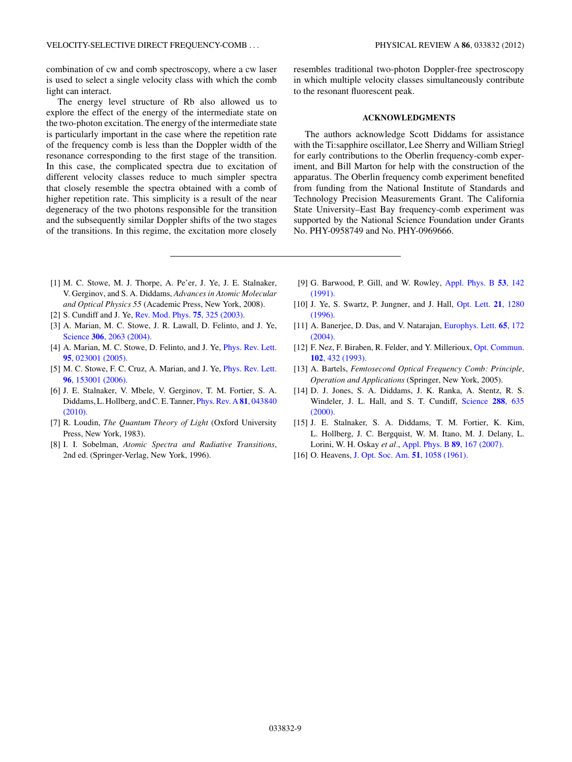combination of cw and comb spectroscopy, where a cw laser is used to select a single velocity class with which the comb light can interact.

The energy level structure of Rb also allowed us to explore the effect of the energy of the intermediate state on the two-photon excitation. The energy of the intermediate state is particularly important in the case where the repetition rate of the frequency comb is less than the Doppler width of the resonance corresponding to the first stage of the transition. In this case, the complicated spectra due to excitation of different velocity classes reduce to much simpler spectra that closely resemble the spectra obtained with a comb of higher repetition rate. This simplicity is a result of the near degeneracy of the two photons responsible for the transition and the subsequently similar Doppler shifts of the two stages of the transitions. In this regime, the excitation more closely resembles traditional two-photon Doppler-free spectroscopy in which multiple velocity classes simultaneously contribute to the resonant fluorescent peak.

## ACKNOWLEDGMENTS

The authors acknowledge Scott Diddams for assistance with the Ti:sapphire oscillator, Lee Sherry and William Striegl for early contributions to the Oberlin frequency-comb experiment, and Bill Marton for help with the construction of the apparatus. The Oberlin frequency comb experiment benefited from funding from the National Institute of Standards and Technology Precision Measurements Grant. The California State University–East Bay frequency-comb experiment was supported by the National Science Foundation under Grants No. PHY-0958749 and No. PHY-0969666.

---

[1] M. C. Stowe, M. J. Thorpe, A. Pe'er, J. Ye, J. E. Stalnaker, V. Gerginov, and S. A. Diddams, *Advances in Atomic Molecular and Optical Physics 55* (Academic Press, New York, 2008).

[2] S. Cundiff and J. Ye, Rev. Mod. Phys. **75**, 325 (2003).

[3] A. Marian, M. C. Stowe, J. R. Lawall, D. Felinto, and J. Ye, Science **306**, 2063 (2004).

[4] A. Marian, M. C. Stowe, D. Felinto, and J. Ye, Phys. Rev. Lett. **95**, 023001 (2005).

[5] M. C. Stowe, F. C. Cruz, A. Marian, and J. Ye, Phys. Rev. Lett. **96**, 153001 (2006).

[6] J. E. Stalnaker, V. Mbele, V. Gerginov, T. M. Fortier, S. A. Diddams, L. Hollberg, and C. E. Tanner, Phys. Rev. A **81**, 043840 (2010).

[7] R. Loudin, *The Quantum Theory of Light* (Oxford University Press, New York, 1983).

[8] I. I. Sobelman, *Atomic Spectra and Radiative Transitions*, 2nd ed. (Springer-Verlag, New York, 1996).

[9] G. Barwood, P. Gill, and W. Rowley, Appl. Phys. B **53**, 142 (1991).

[10] J. Ye, S. Swartz, P. Jungner, and J. Hall, Opt. Lett. **21**, 1280 (1996).

[11] A. Banerjee, D. Das, and V. Natarajan, Europhys. Lett. **65**, 172 (2004).

[12] F. Nez, F. Biraben, R. Felder, and Y. Millerioux, Opt. Commun. **102**, 432 (1993).

[13] A. Bartels, *Femtosecond Optical Frequency Comb: Principle, Operation and Applications* (Springer, New York, 2005).

[14] D. J. Jones, S. A. Diddams, J. K. Ranka, A. Stentz, R. S. Windeler, J. L. Hall, and S. T. Cundiff, Science **288**, 635 (2000).

[15] J. E. Stalnaker, S. A. Diddams, T. M. Fortier, K. Kim, L. Hollberg, J. C. Bergquist, W. M. Itano, M. J. Delany, L. Lorini, W. H. Oskay *et al.*, Appl. Phys. B **89**, 167 (2007).

[16] O. Heavens, J. Opt. Soc. Am. **51**, 1058 (1961).